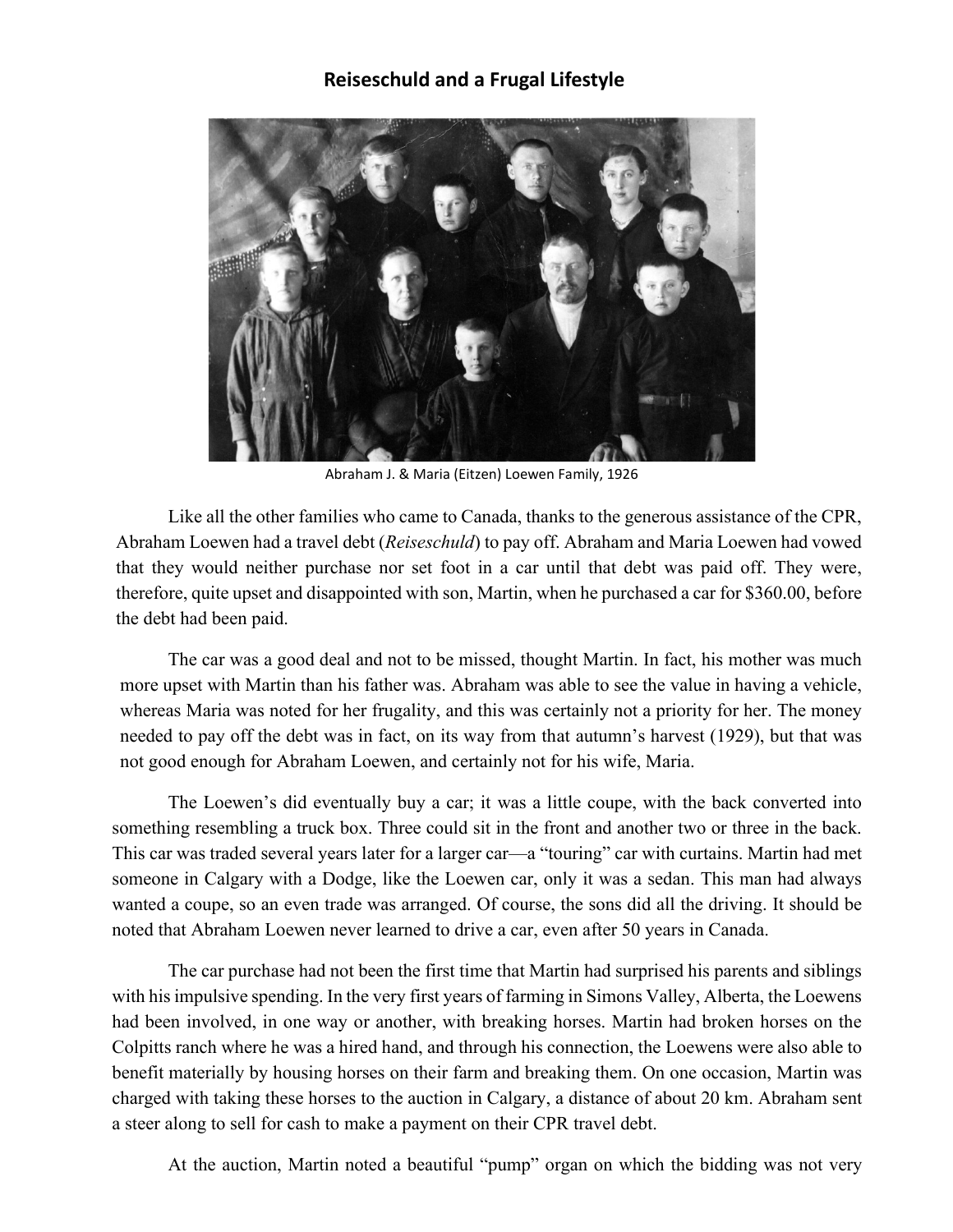# Reiseschuld and a Frugal Lifestyle

Abraham J. & Maria (Eitzen) Loewen Family, 1926

Like all the other families who came to Canada, thanks to the generous assistance of the CPR, Abraham Loewen had a travel debt (*Reiseschuld*) to pay off. Abraham and Maria Loewen had vowed that they would neither purchase nor set foot in a car until that debt was paid off. They were, therefore, quite upset and disappointed with son, Martin, when he purchased a car for $360.00, before the debt had been paid.

The car was a good deal and not to be missed, thought Martin. In fact, his mother was much more upset with Martin than his father was. Abraham was able to see the value in having a vehicle, whereas Maria was noted for her frugality, and this was certainly not a priority for her. The money needed to pay off the debt was in fact, on its way from that autumn's harvest (1929), but that was not good enough for Abraham Loewen, and certainly not for his wife, Maria.

The Loewen's did eventually buy a car; it was a little coupe, with the back converted into something resembling a truck box. Three could sit in the front and another two or three in the back. This car was traded several years later for a larger car—a "touring" car with curtains. Martin had met someone in Calgary with a Dodge, like the Loewen car, only it was a sedan. This man had always wanted a coupe, so an even trade was arranged. Of course, the sons did all the driving. It should be noted that Abraham Loewen never learned to drive a car, even after 50 years in Canada.

The car purchase had not been the first time that Martin had surprised his parents and siblings with his impulsive spending. In the very first years of farming in Simons Valley, Alberta, the Loewens had been involved, in one way or another, with breaking horses. Martin had broken horses on the Colpitts ranch where he was a hired hand, and through his connection, the Loewens were also able to benefit materially by housing horses on their farm and breaking them. On one occasion, Martin was charged with taking these horses to the auction in Calgary, a distance of about 20 km. Abraham sent a steer along to sell for cash to make a payment on their CPR travel debt.

At the auction, Martin noted a beautiful "pump" organ on which the bidding was not very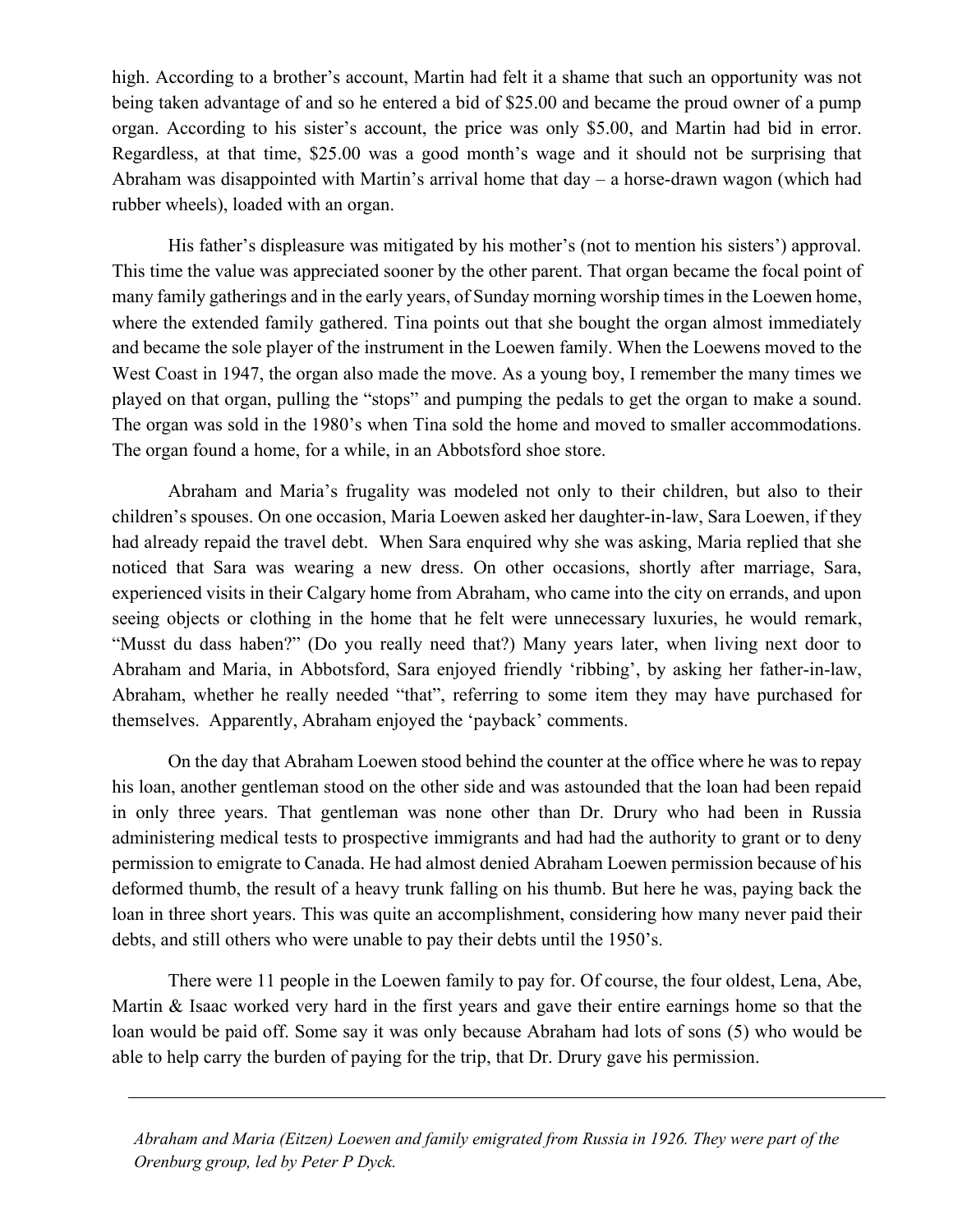high. According to a brother's account, Martin had felt it a shame that such an opportunity was not being taken advantage of and so he entered a bid of $25.00 and became the proud owner of a pump organ. According to his sister's account, the price was only $5.00, and Martin had bid in error. Regardless, at that time, $25.00 was a good month's wage and it should not be surprising that Abraham was disappointed with Martin's arrival home that day – a horse-drawn wagon (which had rubber wheels), loaded with an organ.

His father's displeasure was mitigated by his mother's (not to mention his sisters') approval. This time the value was appreciated sooner by the other parent. That organ became the focal point of many family gatherings and in the early years, of Sunday morning worship times in the Loewen home, where the extended family gathered. Tina points out that she bought the organ almost immediately and became the sole player of the instrument in the Loewen family. When the Loewens moved to the West Coast in 1947, the organ also made the move. As a young boy, I remember the many times we played on that organ, pulling the "stops" and pumping the pedals to get the organ to make a sound. The organ was sold in the 1980's when Tina sold the home and moved to smaller accommodations. The organ found a home, for a while, in an Abbotsford shoe store.

Abraham and Maria's frugality was modeled not only to their children, but also to their children's spouses. On one occasion, Maria Loewen asked her daughter-in-law, Sara Loewen, if they had already repaid the travel debt. When Sara enquired why she was asking, Maria replied that she noticed that Sara was wearing a new dress. On other occasions, shortly after marriage, Sara, experienced visits in their Calgary home from Abraham, who came into the city on errands, and upon seeing objects or clothing in the home that he felt were unnecessary luxuries, he would remark, "Musst du dass haben?" (Do you really need that?) Many years later, when living next door to Abraham and Maria, in Abbotsford, Sara enjoyed friendly 'ribbing', by asking her father-in-law, Abraham, whether he really needed "that", referring to some item they may have purchased for themselves. Apparently, Abraham enjoyed the 'payback' comments.

On the day that Abraham Loewen stood behind the counter at the office where he was to repay his loan, another gentleman stood on the other side and was astounded that the loan had been repaid in only three years. That gentleman was none other than Dr. Drury who had been in Russia administering medical tests to prospective immigrants and had had the authority to grant or to deny permission to emigrate to Canada. He had almost denied Abraham Loewen permission because of his deformed thumb, the result of a heavy trunk falling on his thumb. But here he was, paying back the loan in three short years. This was quite an accomplishment, considering how many never paid their debts, and still others who were unable to pay their debts until the 1950's.

There were 11 people in the Loewen family to pay for. Of course, the four oldest, Lena, Abe, Martin & Isaac worked very hard in the first years and gave their entire earnings home so that the loan would be paid off. Some say it was only because Abraham had lots of sons (5) who would be able to help carry the burden of paying for the trip, that Dr. Drury gave his permission.

---

*Abraham and Maria (Eitzen) Loewen and family emigrated from Russia in 1926. They were part of the Orenburg group, led by Peter P Dyck.*